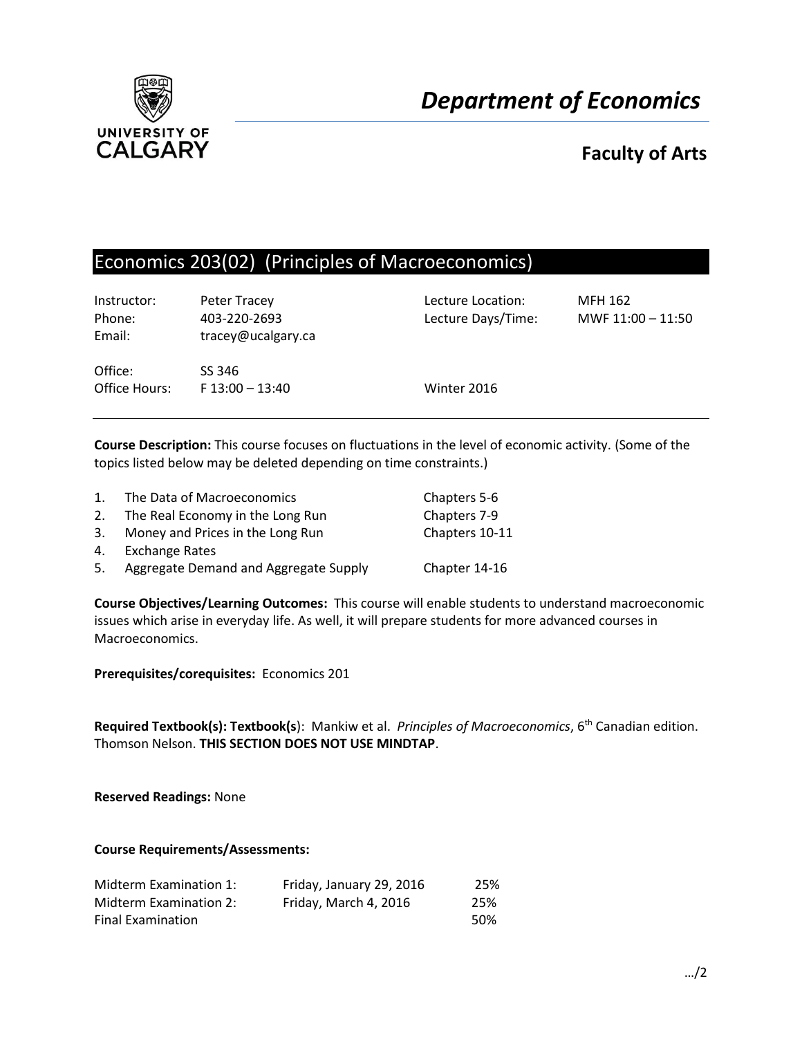# Department of Economics

## Faculty of Arts

## Economics 203(02) (Principles of Macroeconomics)

| | | | |
|---|---|---|---|
| Instructor: | Peter Tracey | Lecture Location: | MFH 162 |
| Phone: | 403-220-2693 | Lecture Days/Time: | MWF 11:00 – 11:50 |
| Email: | tracey@ucalgary.ca | | |
| Office: | SS 346 | | |
| Office Hours: | F 13:00 – 13:40 | Winter 2016 | |

**Course Description:** This course focuses on fluctuations in the level of economic activity. (Some of the topics listed below may be deleted depending on time constraints.)

| | | |
|---|---|---|
| 1. | The Data of Macroeconomics | Chapters 5-6 |
| 2. | The Real Economy in the Long Run | Chapters 7-9 |
| 3. | Money and Prices in the Long Run | Chapters 10-11 |
| 4. | Exchange Rates | |
| 5. | Aggregate Demand and Aggregate Supply | Chapter 14-16 |

**Course Objectives/Learning Outcomes:** This course will enable students to understand macroeconomic issues which arise in everyday life. As well, it will prepare students for more advanced courses in Macroeconomics.

**Prerequisites/corequisites:** Economics 201

**Required Textbook(s): Textbook(s**): Mankiw et al. *Principles of Macroeconomics*, 6th Canadian edition. Thomson Nelson. **THIS SECTION DOES NOT USE MINDTAP**.

**Reserved Readings:** None

**Course Requirements/Assessments:**

| | | |
|---|---|---|
| Midterm Examination 1: | Friday, January 29, 2016 | 25% |
| Midterm Examination 2: | Friday, March 4, 2016 | 25% |
| Final Examination | | 50% |

…/2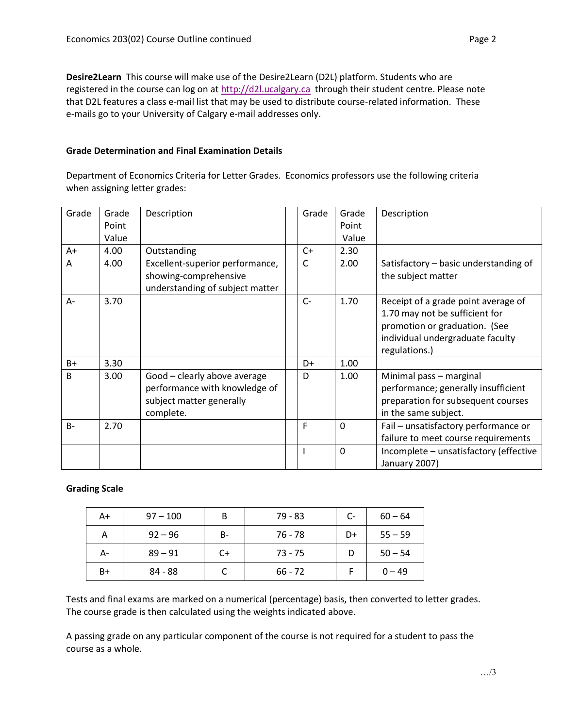**Desire2Learn** This course will make use of the Desire2Learn (D2L) platform. Students who are registered in the course can log on at http://d2l.ucalgary.ca through their student centre. Please note that D2L features a class e-mail list that may be used to distribute course-related information. These e-mails go to your University of Calgary e-mail addresses only.

### Grade Determination and Final Examination Details

Department of Economics Criteria for Letter Grades. Economics professors use the following criteria when assigning letter grades:

| Grade | Grade Point Value | Description | | Grade | Grade Point Value | Description |
|---|---|---|---|---|---|---|
| A+ | 4.00 | Outstanding | | C+ | 2.30 | |
| A | 4.00 | Excellent-superior performance, showing-comprehensive understanding of subject matter | | C | 2.00 | Satisfactory – basic understanding of the subject matter |
| A- | 3.70 | | | C- | 1.70 | Receipt of a grade point average of 1.70 may not be sufficient for promotion or graduation. (See individual undergraduate faculty regulations.) |
| B+ | 3.30 | | | D+ | 1.00 | |
| B | 3.00 | Good – clearly above average performance with knowledge of subject matter generally complete. | | D | 1.00 | Minimal pass – marginal performance; generally insufficient preparation for subsequent courses in the same subject. |
| B- | 2.70 | | | F | 0 | Fail – unsatisfactory performance or failure to meet course requirements |
| | | | | I | 0 | Incomplete – unsatisfactory (effective January 2007) |

### Grading Scale

| A+ | 97 – 100 | B | 79 - 83 | C- | 60 – 64 |
|---|---|---|---|---|---|
| A | 92 – 96 | B- | 76 - 78 | D+ | 55 – 59 |
| A- | 89 – 91 | C+ | 73 - 75 | D | 50 – 54 |
| B+ | 84 - 88 | C | 66 - 72 | F | 0 – 49 |

Tests and final exams are marked on a numerical (percentage) basis, then converted to letter grades. The course grade is then calculated using the weights indicated above.

A passing grade on any particular component of the course is not required for a student to pass the course as a whole.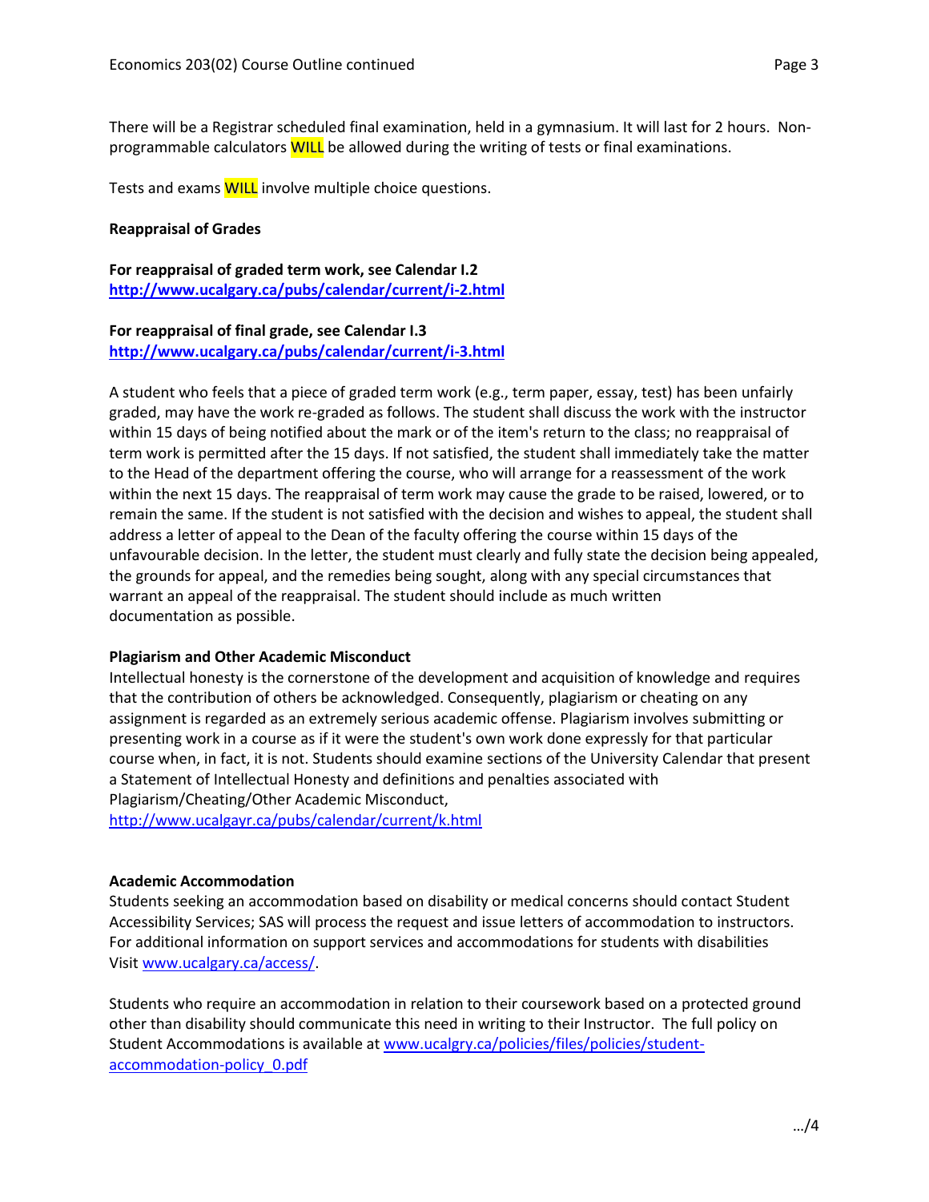There will be a Registrar scheduled final examination, held in a gymnasium. It will last for 2 hours. Non-programmable calculators **WILL** be allowed during the writing of tests or final examinations.

Tests and exams **WILL** involve multiple choice questions.

**Reappraisal of Grades**

**For reappraisal of graded term work, see Calendar I.2**
**http://www.ucalgary.ca/pubs/calendar/current/i-2.html**

**For reappraisal of final grade, see Calendar I.3**
**http://www.ucalgary.ca/pubs/calendar/current/i-3.html**

A student who feels that a piece of graded term work (e.g., term paper, essay, test) has been unfairly graded, may have the work re-graded as follows. The student shall discuss the work with the instructor within 15 days of being notified about the mark or of the item's return to the class; no reappraisal of term work is permitted after the 15 days. If not satisfied, the student shall immediately take the matter to the Head of the department offering the course, who will arrange for a reassessment of the work within the next 15 days. The reappraisal of term work may cause the grade to be raised, lowered, or to remain the same. If the student is not satisfied with the decision and wishes to appeal, the student shall address a letter of appeal to the Dean of the faculty offering the course within 15 days of the unfavourable decision. In the letter, the student must clearly and fully state the decision being appealed, the grounds for appeal, and the remedies being sought, along with any special circumstances that warrant an appeal of the reappraisal. The student should include as much written documentation as possible.

**Plagiarism and Other Academic Misconduct**

Intellectual honesty is the cornerstone of the development and acquisition of knowledge and requires that the contribution of others be acknowledged. Consequently, plagiarism or cheating on any assignment is regarded as an extremely serious academic offense. Plagiarism involves submitting or presenting work in a course as if it were the student's own work done expressly for that particular course when, in fact, it is not. Students should examine sections of the University Calendar that present a Statement of Intellectual Honesty and definitions and penalties associated with Plagiarism/Cheating/Other Academic Misconduct,
http://www.ucalgayr.ca/pubs/calendar/current/k.html

**Academic Accommodation**

Students seeking an accommodation based on disability or medical concerns should contact Student Accessibility Services; SAS will process the request and issue letters of accommodation to instructors. For additional information on support services and accommodations for students with disabilities Visit www.ucalgary.ca/access/.

Students who require an accommodation in relation to their coursework based on a protected ground other than disability should communicate this need in writing to their Instructor. The full policy on Student Accommodations is available at www.ucalgry.ca/policies/files/policies/student-accommodation-policy_0.pdf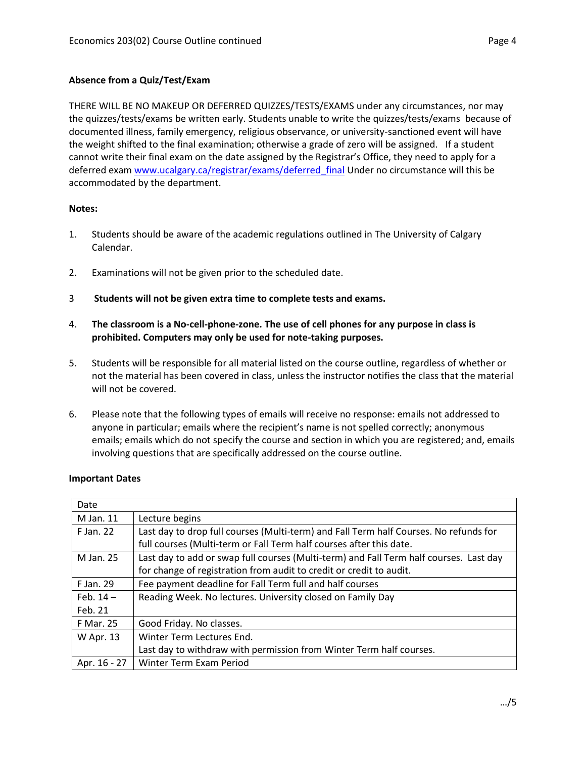**Absence from a Quiz/Test/Exam**

THERE WILL BE NO MAKEUP OR DEFERRED QUIZZES/TESTS/EXAMS under any circumstances, nor may the quizzes/tests/exams be written early. Students unable to write the quizzes/tests/exams because of documented illness, family emergency, religious observance, or university-sanctioned event will have the weight shifted to the final examination; otherwise a grade of zero will be assigned. If a student cannot write their final exam on the date assigned by the Registrar's Office, they need to apply for a deferred exam [www.ucalgary.ca/registrar/exams/deferred_final](www.ucalgary.ca/registrar/exams/deferred_final) Under no circumstance will this be accommodated by the department.

**Notes:**

1. Students should be aware of the academic regulations outlined in The University of Calgary Calendar.

2. Examinations will not be given prior to the scheduled date.

3. **Students will not be given extra time to complete tests and exams.**

4. **The classroom is a No-cell-phone-zone. The use of cell phones for any purpose in class is prohibited. Computers may only be used for note-taking purposes.**

5. Students will be responsible for all material listed on the course outline, regardless of whether or not the material has been covered in class, unless the instructor notifies the class that the material will not be covered.

6. Please note that the following types of emails will receive no response: emails not addressed to anyone in particular; emails where the recipient's name is not spelled correctly; anonymous emails; emails which do not specify the course and section in which you are registered; and, emails involving questions that are specifically addressed on the course outline.

**Important Dates**

| Date | |
|---|---|
| M Jan. 11 | Lecture begins |
| F Jan. 22 | Last day to drop full courses (Multi-term) and Fall Term half Courses. No refunds for full courses (Multi-term or Fall Term half courses after this date. |
| M Jan. 25 | Last day to add or swap full courses (Multi-term) and Fall Term half courses. Last day for change of registration from audit to credit or credit to audit. |
| F Jan. 29 | Fee payment deadline for Fall Term full and half courses |
| Feb. 14 – Feb. 21 | Reading Week. No lectures. University closed on Family Day |
| F Mar. 25 | Good Friday. No classes. |
| W Apr. 13 | Winter Term Lectures End. Last day to withdraw with permission from Winter Term half courses. |
| Apr. 16 - 27 | Winter Term Exam Period |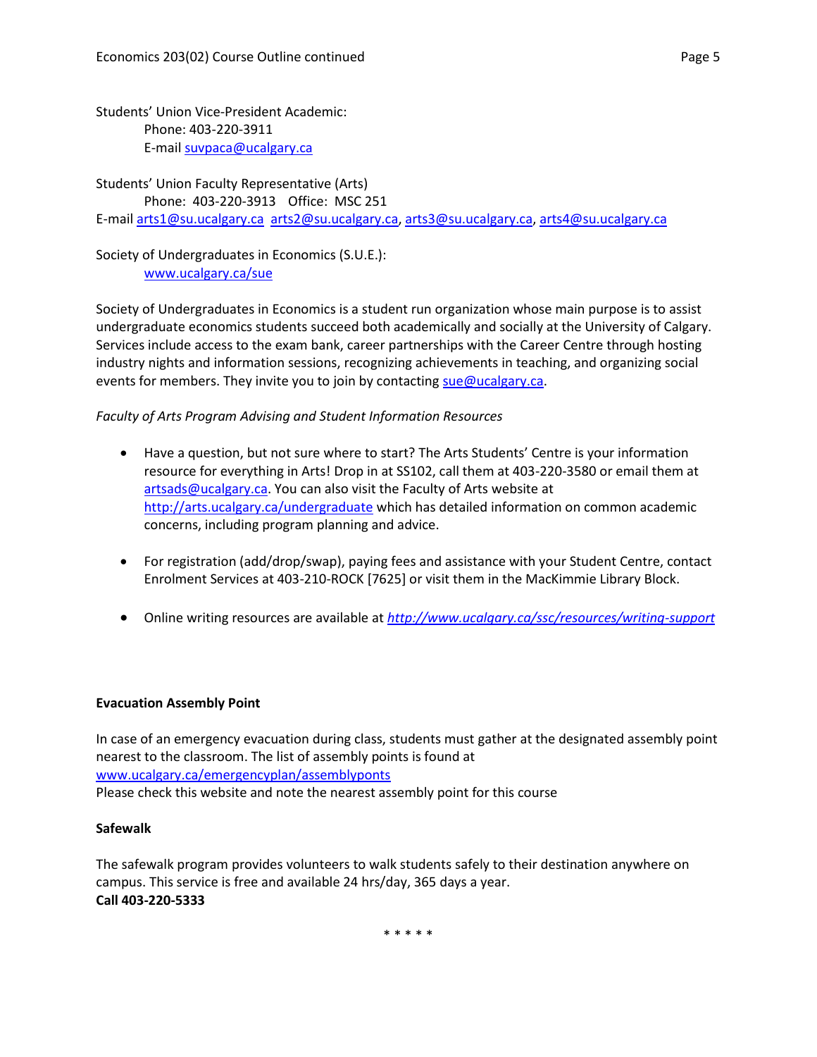Students' Union Vice-President Academic:
Phone: 403-220-3911
E-mail suvpaca@ucalgary.ca

Students' Union Faculty Representative (Arts)
Phone: 403-220-3913 Office: MSC 251
E-mail arts1@su.ucalgary.ca arts2@su.ucalgary.ca, arts3@su.ucalgary.ca, arts4@su.ucalgary.ca

Society of Undergraduates in Economics (S.U.E.):
www.ucalgary.ca/sue

Society of Undergraduates in Economics is a student run organization whose main purpose is to assist undergraduate economics students succeed both academically and socially at the University of Calgary. Services include access to the exam bank, career partnerships with the Career Centre through hosting industry nights and information sessions, recognizing achievements in teaching, and organizing social events for members. They invite you to join by contacting sue@ucalgary.ca.

*Faculty of Arts Program Advising and Student Information Resources*

- Have a question, but not sure where to start? The Arts Students' Centre is your information resource for everything in Arts! Drop in at SS102, call them at 403-220-3580 or email them at artsads@ucalgary.ca. You can also visit the Faculty of Arts website at http://arts.ucalgary.ca/undergraduate which has detailed information on common academic concerns, including program planning and advice.

- For registration (add/drop/swap), paying fees and assistance with your Student Centre, contact Enrolment Services at 403-210-ROCK [7625] or visit them in the MacKimmie Library Block.

- Online writing resources are available at *http://www.ucalgary.ca/ssc/resources/writing-support*

**Evacuation Assembly Point**

In case of an emergency evacuation during class, students must gather at the designated assembly point nearest to the classroom. The list of assembly points is found at
www.ucalgary.ca/emergencyplan/assemblypoints
Please check this website and note the nearest assembly point for this course

**Safewalk**

The safewalk program provides volunteers to walk students safely to their destination anywhere on campus. This service is free and available 24 hrs/day, 365 days a year.
**Call 403-220-5333**

* * * * *